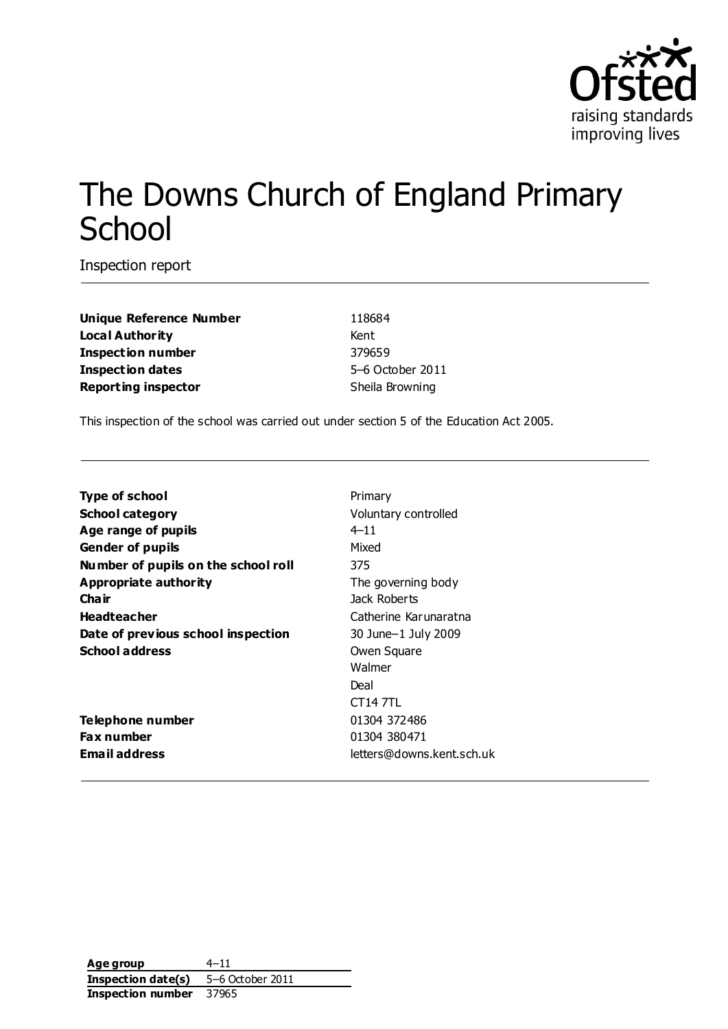# The Downs Church of England Primary School

Inspection report

| | |
|---|---|
| **Unique Reference Number** | 118684 |
| **Local Authority** | Kent |
| **Inspection number** | 379659 |
| **Inspection dates** | 5–6 October 2011 |
| **Reporting inspector** | Sheila Browning |

This inspection of the school was carried out under section 5 of the Education Act 2005.

| | |
|---|---|
| **Type of school** | Primary |
| **School category** | Voluntary controlled |
| **Age range of pupils** | 4–11 |
| **Gender of pupils** | Mixed |
| **Number of pupils on the school roll** | 375 |
| **Appropriate authority** | The governing body |
| **Chair** | Jack Roberts |
| **Headteacher** | Catherine Karunaratna |
| **Date of previous school inspection** | 30 June–1 July 2009 |
| **School address** | Owen Square<br>Walmer<br>Deal<br>CT14 7TL |
| **Telephone number** | 01304 372486 |
| **Fax number** | 01304 380471 |
| **Email address** | letters@downs.kent.sch.uk |

| | |
|---|---|
| **Age group** | 4–11 |
| **Inspection date(s)** | 5–6 October 2011 |
| **Inspection number** | 37965 |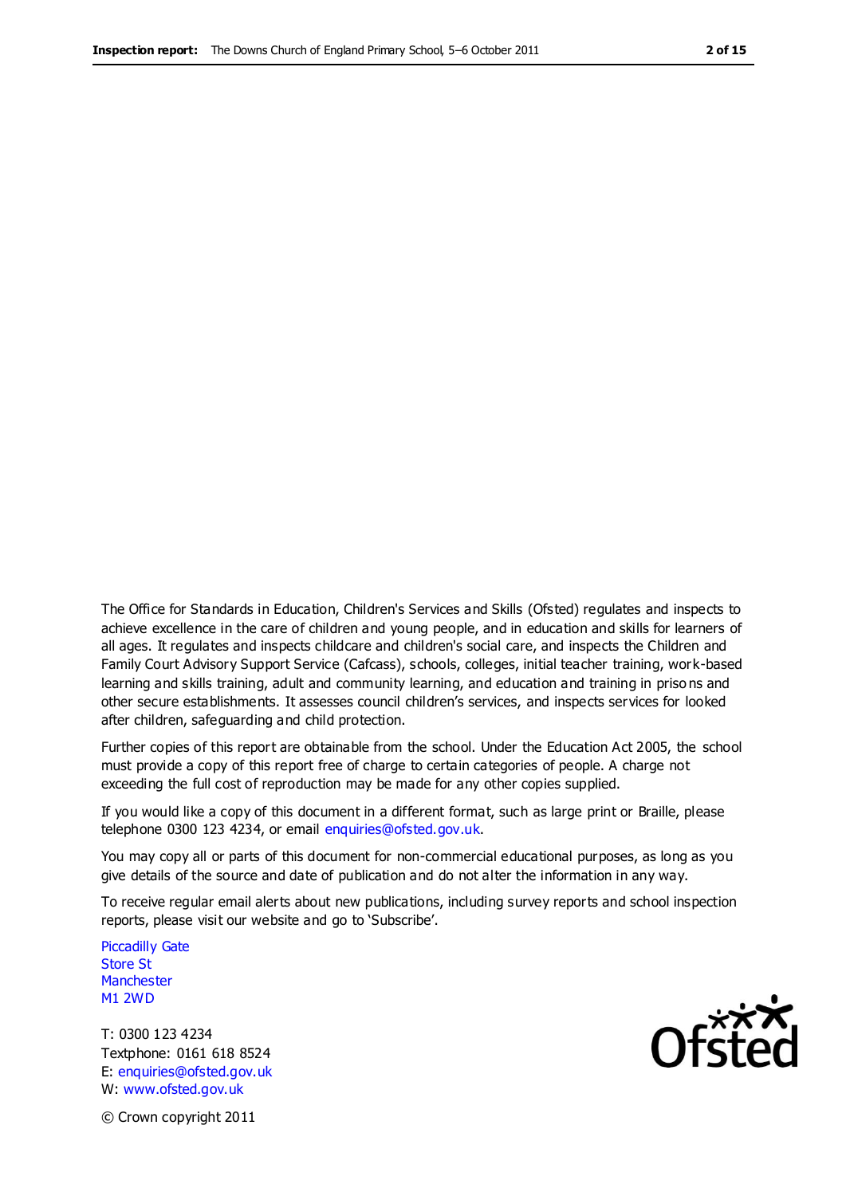The Office for Standards in Education, Children's Services and Skills (Ofsted) regulates and inspects to achieve excellence in the care of children and young people, and in education and skills for learners of all ages. It regulates and inspects childcare and children's social care, and inspects the Children and Family Court Advisory Support Service (Cafcass), schools, colleges, initial teacher training, work-based learning and skills training, adult and community learning, and education and training in prisons and other secure establishments. It assesses council children's services, and inspects services for looked after children, safeguarding and child protection.

Further copies of this report are obtainable from the school. Under the Education Act 2005, the school must provide a copy of this report free of charge to certain categories of people. A charge not exceeding the full cost of reproduction may be made for any other copies supplied.

If you would like a copy of this document in a different format, such as large print or Braille, please telephone 0300 123 4234, or email enquiries@ofsted.gov.uk.

You may copy all or parts of this document for non-commercial educational purposes, as long as you give details of the source and date of publication and do not alter the information in any way.

To receive regular email alerts about new publications, including survey reports and school inspection reports, please visit our website and go to 'Subscribe'.

Piccadilly Gate
Store St
Manchester
M1 2WD

T: 0300 123 4234
Textphone: 0161 618 8524
E: enquiries@ofsted.gov.uk
W: www.ofsted.gov.uk

© Crown copyright 2011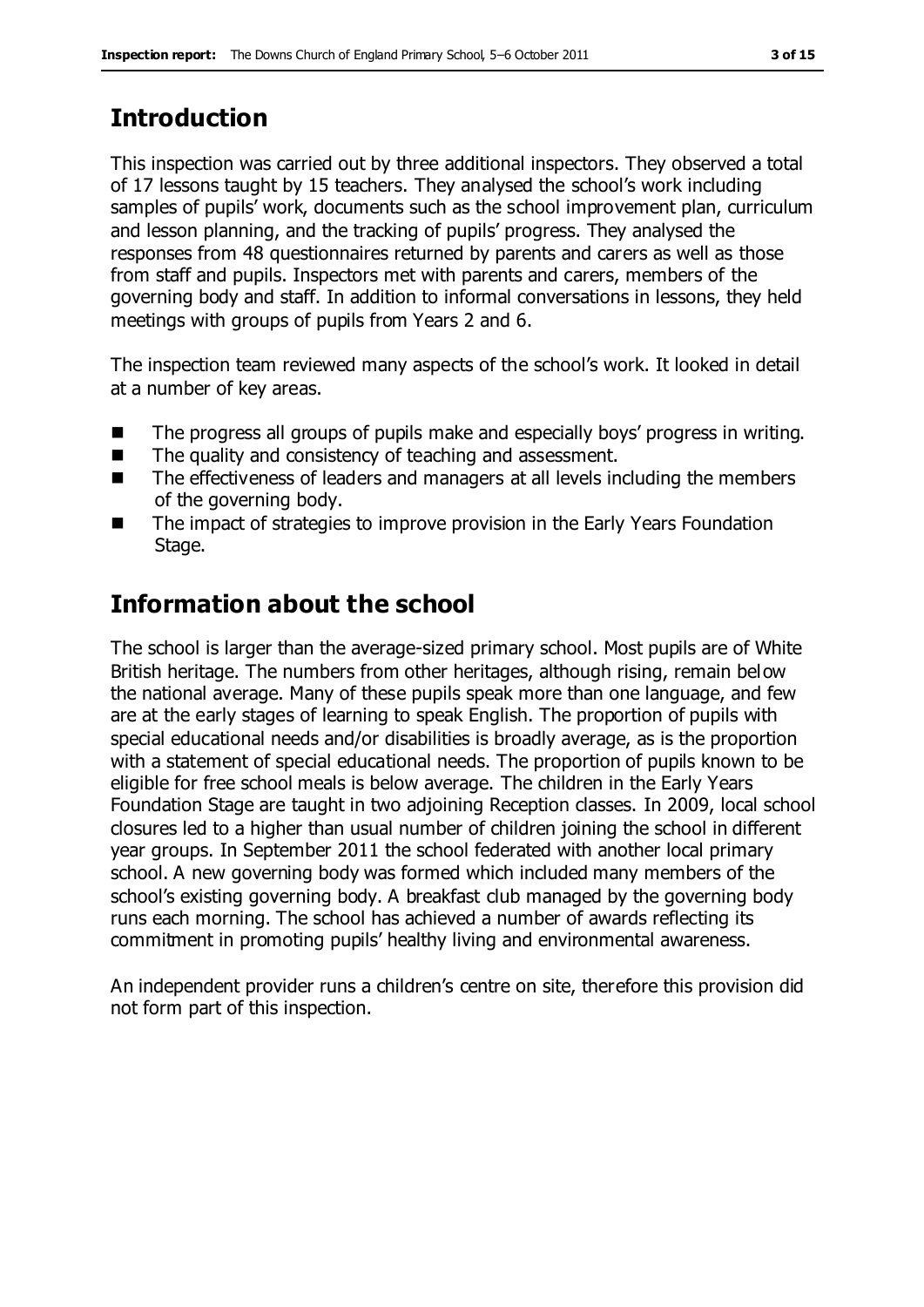## Introduction

This inspection was carried out by three additional inspectors. They observed a total of 17 lessons taught by 15 teachers. They analysed the school's work including samples of pupils' work, documents such as the school improvement plan, curriculum and lesson planning, and the tracking of pupils' progress. They analysed the responses from 48 questionnaires returned by parents and carers as well as those from staff and pupils. Inspectors met with parents and carers, members of the governing body and staff. In addition to informal conversations in lessons, they held meetings with groups of pupils from Years 2 and 6.

The inspection team reviewed many aspects of the school's work. It looked in detail at a number of key areas.

- The progress all groups of pupils make and especially boys' progress in writing.
- The quality and consistency of teaching and assessment.
- The effectiveness of leaders and managers at all levels including the members of the governing body.
- The impact of strategies to improve provision in the Early Years Foundation Stage.

## Information about the school

The school is larger than the average-sized primary school. Most pupils are of White British heritage. The numbers from other heritages, although rising, remain below the national average. Many of these pupils speak more than one language, and few are at the early stages of learning to speak English. The proportion of pupils with special educational needs and/or disabilities is broadly average, as is the proportion with a statement of special educational needs. The proportion of pupils known to be eligible for free school meals is below average. The children in the Early Years Foundation Stage are taught in two adjoining Reception classes. In 2009, local school closures led to a higher than usual number of children joining the school in different year groups. In September 2011 the school federated with another local primary school. A new governing body was formed which included many members of the school's existing governing body. A breakfast club managed by the governing body runs each morning. The school has achieved a number of awards reflecting its commitment in promoting pupils' healthy living and environmental awareness.

An independent provider runs a children's centre on site, therefore this provision did not form part of this inspection.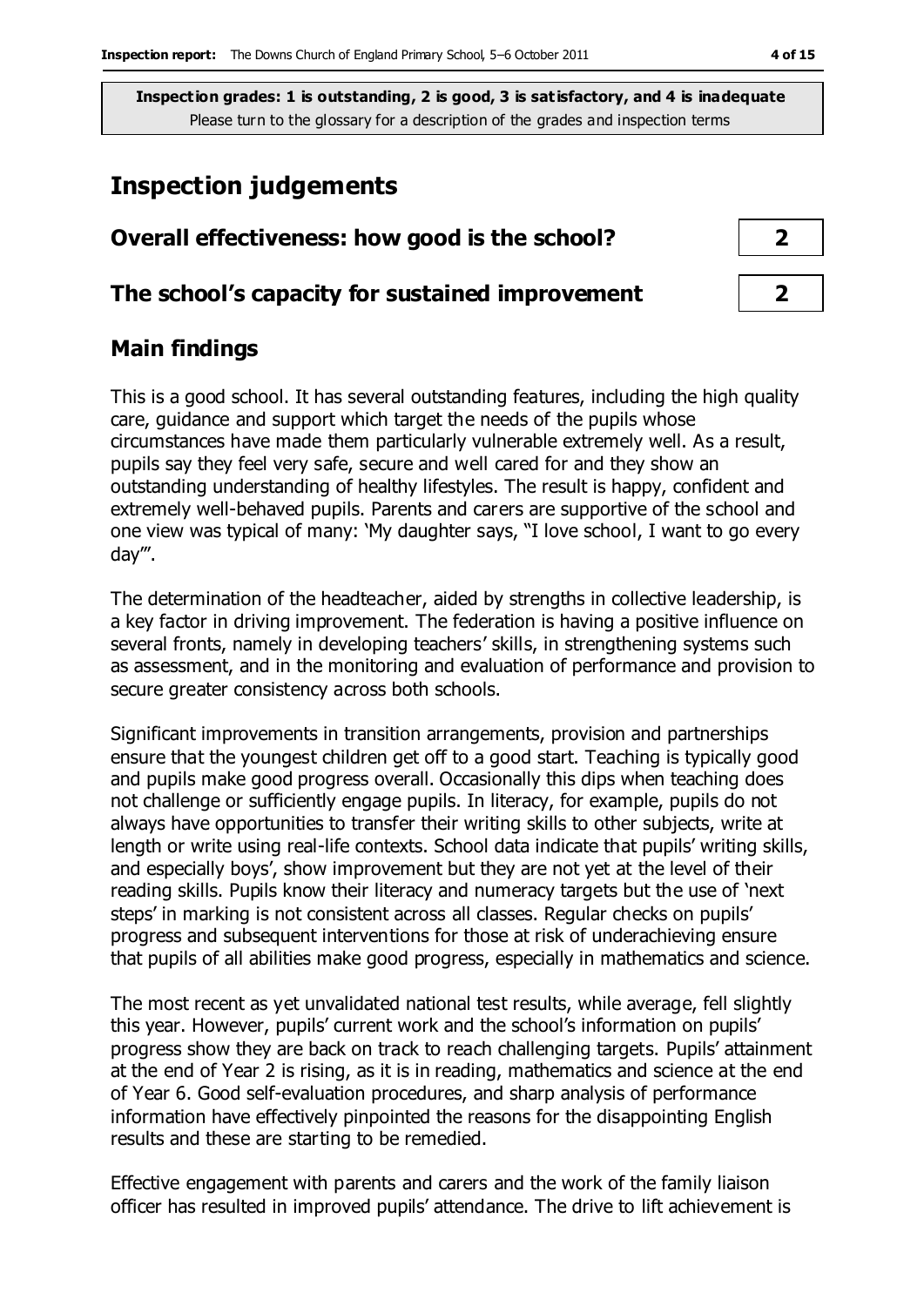**Inspection grades: 1 is outstanding, 2 is good, 3 is satisfactory, and 4 is inadequate**
Please turn to the glossary for a description of the grades and inspection terms

# Inspection judgements

| | |
|---|---|
| **Overall effectiveness: how good is the school?** | **2** |
| **The school's capacity for sustained improvement** | **2** |

## Main findings

This is a good school. It has several outstanding features, including the high quality care, guidance and support which target the needs of the pupils whose circumstances have made them particularly vulnerable extremely well. As a result, pupils say they feel very safe, secure and well cared for and they show an outstanding understanding of healthy lifestyles. The result is happy, confident and extremely well-behaved pupils. Parents and carers are supportive of the school and one view was typical of many: 'My daughter says, "I love school, I want to go every day"'.

The determination of the headteacher, aided by strengths in collective leadership, is a key factor in driving improvement. The federation is having a positive influence on several fronts, namely in developing teachers' skills, in strengthening systems such as assessment, and in the monitoring and evaluation of performance and provision to secure greater consistency across both schools.

Significant improvements in transition arrangements, provision and partnerships ensure that the youngest children get off to a good start. Teaching is typically good and pupils make good progress overall. Occasionally this dips when teaching does not challenge or sufficiently engage pupils. In literacy, for example, pupils do not always have opportunities to transfer their writing skills to other subjects, write at length or write using real-life contexts. School data indicate that pupils' writing skills, and especially boys', show improvement but they are not yet at the level of their reading skills. Pupils know their literacy and numeracy targets but the use of 'next steps' in marking is not consistent across all classes. Regular checks on pupils' progress and subsequent interventions for those at risk of underachieving ensure that pupils of all abilities make good progress, especially in mathematics and science.

The most recent as yet unvalidated national test results, while average, fell slightly this year. However, pupils' current work and the school's information on pupils' progress show they are back on track to reach challenging targets. Pupils' attainment at the end of Year 2 is rising, as it is in reading, mathematics and science at the end of Year 6. Good self-evaluation procedures, and sharp analysis of performance information have effectively pinpointed the reasons for the disappointing English results and these are starting to be remedied.

Effective engagement with parents and carers and the work of the family liaison officer has resulted in improved pupils' attendance. The drive to lift achievement is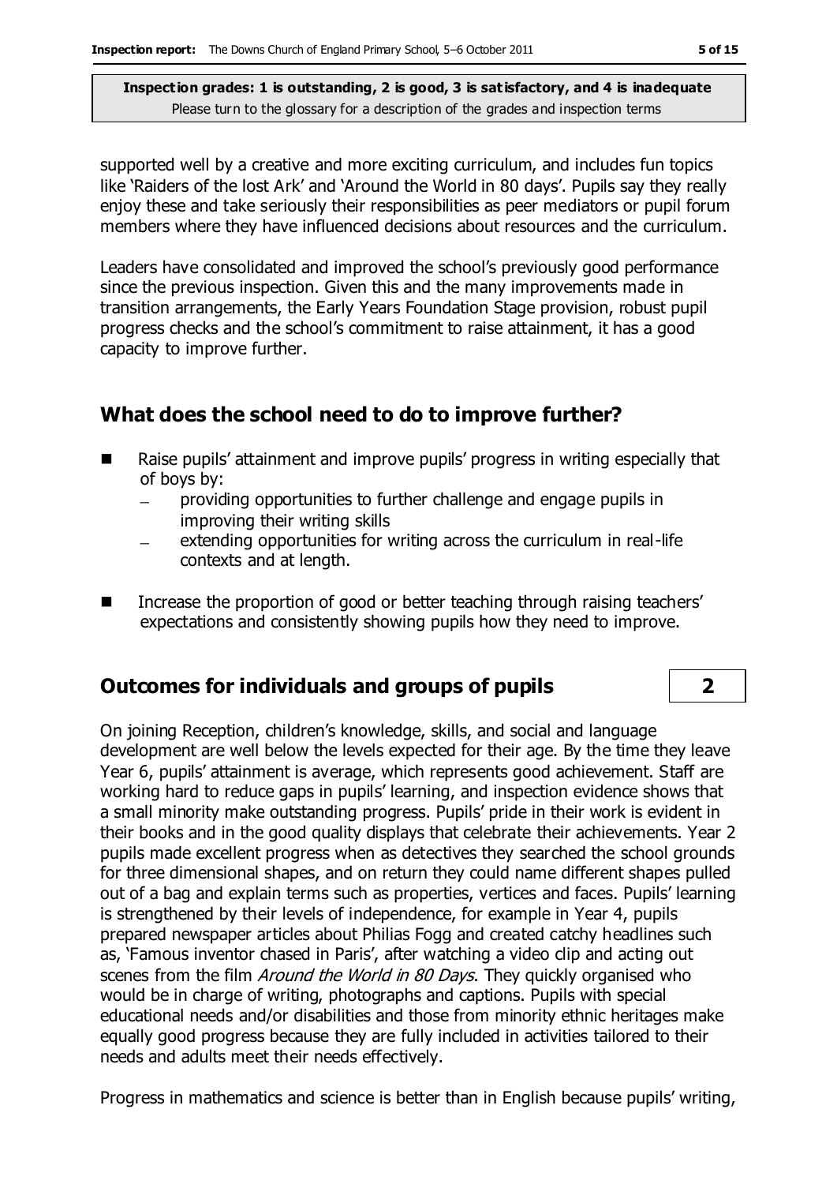supported well by a creative and more exciting curriculum, and includes fun topics like 'Raiders of the lost Ark' and 'Around the World in 80 days'. Pupils say they really enjoy these and take seriously their responsibilities as peer mediators or pupil forum members where they have influenced decisions about resources and the curriculum.

Leaders have consolidated and improved the school's previously good performance since the previous inspection. Given this and the many improvements made in transition arrangements, the Early Years Foundation Stage provision, robust pupil progress checks and the school's commitment to raise attainment, it has a good capacity to improve further.

## What does the school need to do to improve further?

- Raise pupils' attainment and improve pupils' progress in writing especially that of boys by:
  - providing opportunities to further challenge and engage pupils in improving their writing skills
  - extending opportunities for writing across the curriculum in real-life contexts and at length.
- Increase the proportion of good or better teaching through raising teachers' expectations and consistently showing pupils how they need to improve.

## Outcomes for individuals and groups of pupils — 2

On joining Reception, children's knowledge, skills, and social and language development are well below the levels expected for their age. By the time they leave Year 6, pupils' attainment is average, which represents good achievement. Staff are working hard to reduce gaps in pupils' learning, and inspection evidence shows that a small minority make outstanding progress. Pupils' pride in their work is evident in their books and in the good quality displays that celebrate their achievements. Year 2 pupils made excellent progress when as detectives they searched the school grounds for three dimensional shapes, and on return they could name different shapes pulled out of a bag and explain terms such as properties, vertices and faces. Pupils' learning is strengthened by their levels of independence, for example in Year 4, pupils prepared newspaper articles about Philias Fogg and created catchy headlines such as, 'Famous inventor chased in Paris', after watching a video clip and acting out scenes from the film *Around the World in 80 Days*. They quickly organised who would be in charge of writing, photographs and captions. Pupils with special educational needs and/or disabilities and those from minority ethnic heritages make equally good progress because they are fully included in activities tailored to their needs and adults meet their needs effectively.

Progress in mathematics and science is better than in English because pupils' writing,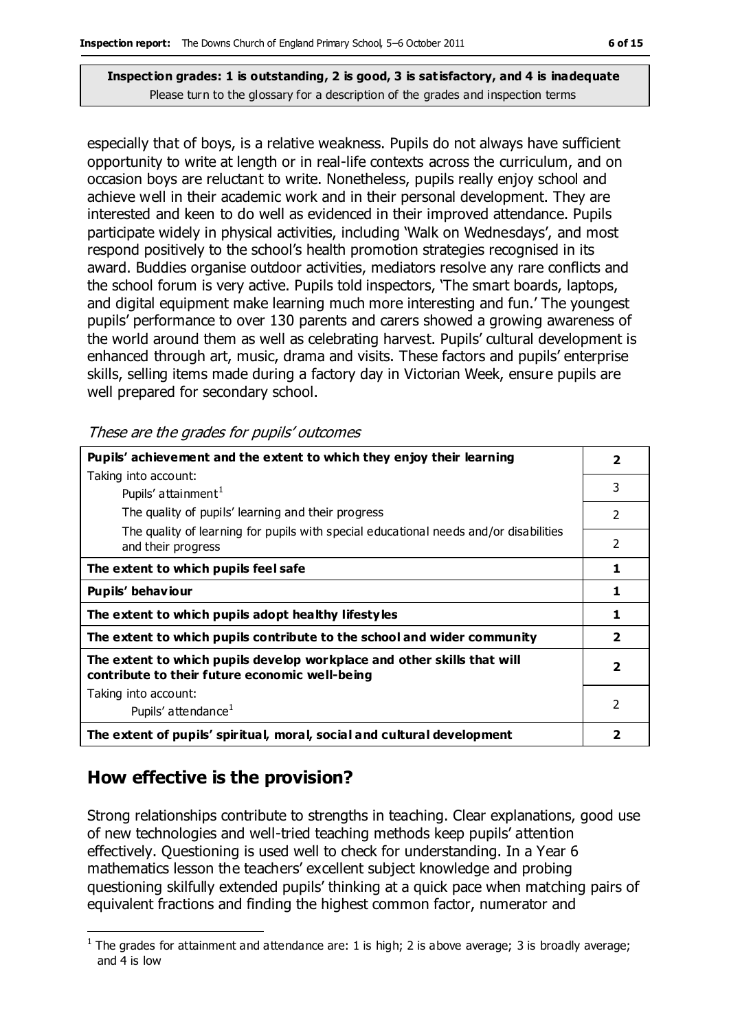**Inspection grades: 1 is outstanding, 2 is good, 3 is satisfactory, and 4 is inadequate**
Please turn to the glossary for a description of the grades and inspection terms

especially that of boys, is a relative weakness. Pupils do not always have sufficient opportunity to write at length or in real-life contexts across the curriculum, and on occasion boys are reluctant to write. Nonetheless, pupils really enjoy school and achieve well in their academic work and in their personal development. They are interested and keen to do well as evidenced in their improved attendance. Pupils participate widely in physical activities, including 'Walk on Wednesdays', and most respond positively to the school's health promotion strategies recognised in its award. Buddies organise outdoor activities, mediators resolve any rare conflicts and the school forum is very active. Pupils told inspectors, 'The smart boards, laptops, and digital equipment make learning much more interesting and fun.' The youngest pupils' performance to over 130 parents and carers showed a growing awareness of the world around them as well as celebrating harvest. Pupils' cultural development is enhanced through art, music, drama and visits. These factors and pupils' enterprise skills, selling items made during a factory day in Victorian Week, ensure pupils are well prepared for secondary school.

*These are the grades for pupils' outcomes*

| | |
|---|---|
| **Pupils' achievement and the extent to which they enjoy their learning** | **2** |
| Taking into account: Pupils' attainment[1] | 3 |
| The quality of pupils' learning and their progress | 2 |
| The quality of learning for pupils with special educational needs and/or disabilities and their progress | 2 |
| **The extent to which pupils feel safe** | **1** |
| **Pupils' behaviour** | **1** |
| **The extent to which pupils adopt healthy lifestyles** | **1** |
| **The extent to which pupils contribute to the school and wider community** | **2** |
| **The extent to which pupils develop workplace and other skills that will contribute to their future economic well-being** | **2** |
| Taking into account: Pupils' attendance[1] | 2 |
| **The extent of pupils' spiritual, moral, social and cultural development** | **2** |

## How effective is the provision?

Strong relationships contribute to strengths in teaching. Clear explanations, good use of new technologies and well-tried teaching methods keep pupils' attention effectively. Questioning is used well to check for understanding. In a Year 6 mathematics lesson the teachers' excellent subject knowledge and probing questioning skilfully extended pupils' thinking at a quick pace when matching pairs of equivalent fractions and finding the highest common factor, numerator and

[1] The grades for attainment and attendance are: 1 is high; 2 is above average; 3 is broadly average; and 4 is low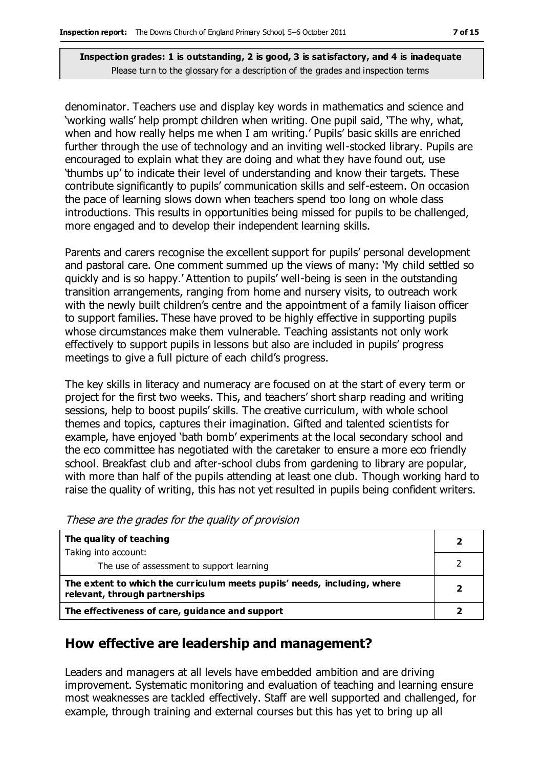**Inspection grades: 1 is outstanding, 2 is good, 3 is satisfactory, and 4 is inadequate**
Please turn to the glossary for a description of the grades and inspection terms

denominator. Teachers use and display key words in mathematics and science and 'working walls' help prompt children when writing. One pupil said, 'The why, what, when and how really helps me when I am writing.' Pupils' basic skills are enriched further through the use of technology and an inviting well-stocked library. Pupils are encouraged to explain what they are doing and what they have found out, use 'thumbs up' to indicate their level of understanding and know their targets. These contribute significantly to pupils' communication skills and self-esteem. On occasion the pace of learning slows down when teachers spend too long on whole class introductions. This results in opportunities being missed for pupils to be challenged, more engaged and to develop their independent learning skills.

Parents and carers recognise the excellent support for pupils' personal development and pastoral care. One comment summed up the views of many: 'My child settled so quickly and is so happy.' Attention to pupils' well-being is seen in the outstanding transition arrangements, ranging from home and nursery visits, to outreach work with the newly built children's centre and the appointment of a family liaison officer to support families. These have proved to be highly effective in supporting pupils whose circumstances make them vulnerable. Teaching assistants not only work effectively to support pupils in lessons but also are included in pupils' progress meetings to give a full picture of each child's progress.

The key skills in literacy and numeracy are focused on at the start of every term or project for the first two weeks. This, and teachers' short sharp reading and writing sessions, help to boost pupils' skills. The creative curriculum, with whole school themes and topics, captures their imagination. Gifted and talented scientists for example, have enjoyed 'bath bomb' experiments at the local secondary school and the eco committee has negotiated with the caretaker to ensure a more eco friendly school. Breakfast club and after-school clubs from gardening to library are popular, with more than half of the pupils attending at least one club. Though working hard to raise the quality of writing, this has not yet resulted in pupils being confident writers.

*These are the grades for the quality of provision*

| | |
|---|---|
| **The quality of teaching**<br>Taking into account: | **2** |
| The use of assessment to support learning | 2 |
| **The extent to which the curriculum meets pupils' needs, including, where relevant, through partnerships** | **2** |
| **The effectiveness of care, guidance and support** | **2** |

## How effective are leadership and management?

Leaders and managers at all levels have embedded ambition and are driving improvement. Systematic monitoring and evaluation of teaching and learning ensure most weaknesses are tackled effectively. Staff are well supported and challenged, for example, through training and external courses but this has yet to bring up all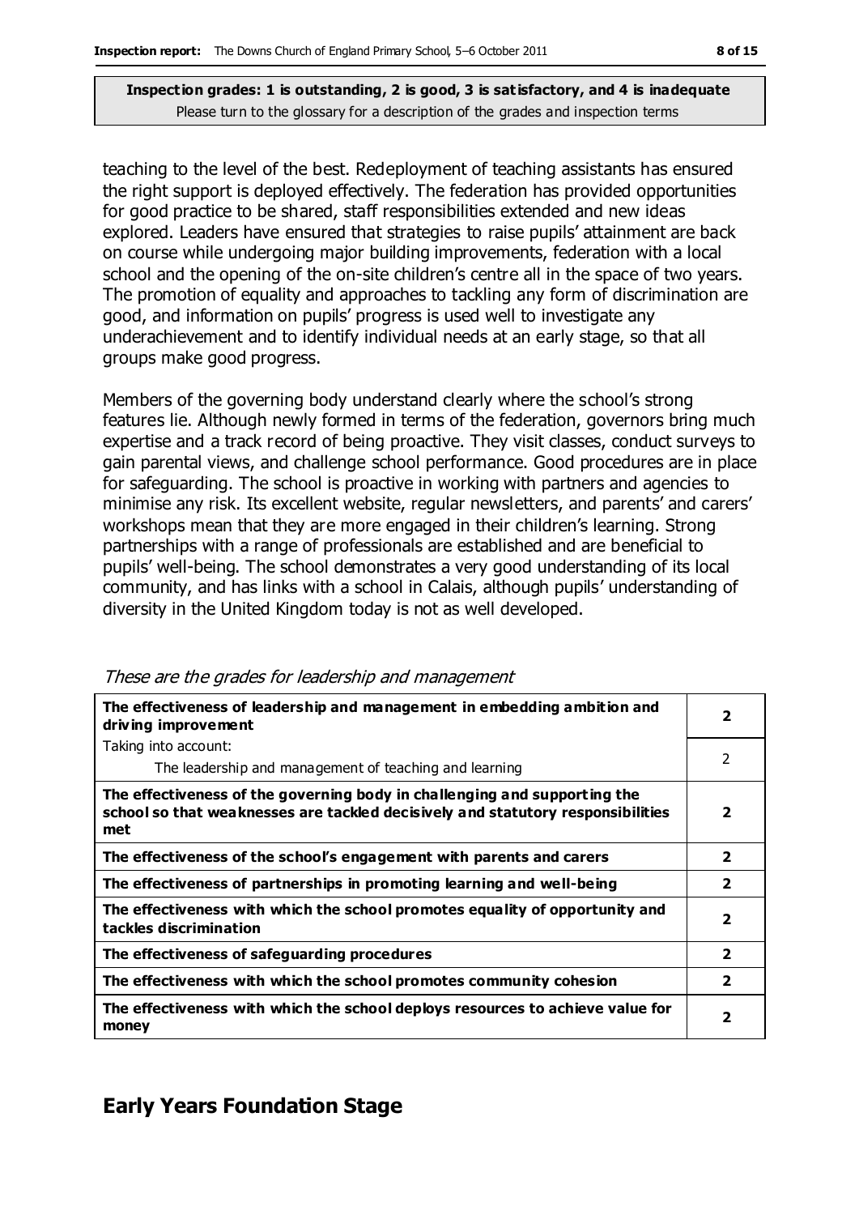**Inspection grades: 1 is outstanding, 2 is good, 3 is satisfactory, and 4 is inadequate**
Please turn to the glossary for a description of the grades and inspection terms

teaching to the level of the best. Redeployment of teaching assistants has ensured the right support is deployed effectively. The federation has provided opportunities for good practice to be shared, staff responsibilities extended and new ideas explored. Leaders have ensured that strategies to raise pupils' attainment are back on course while undergoing major building improvements, federation with a local school and the opening of the on-site children's centre all in the space of two years. The promotion of equality and approaches to tackling any form of discrimination are good, and information on pupils' progress is used well to investigate any underachievement and to identify individual needs at an early stage, so that all groups make good progress.

Members of the governing body understand clearly where the school's strong features lie. Although newly formed in terms of the federation, governors bring much expertise and a track record of being proactive. They visit classes, conduct surveys to gain parental views, and challenge school performance. Good procedures are in place for safeguarding. The school is proactive in working with partners and agencies to minimise any risk. Its excellent website, regular newsletters, and parents' and carers' workshops mean that they are more engaged in their children's learning. Strong partnerships with a range of professionals are established and are beneficial to pupils' well-being. The school demonstrates a very good understanding of its local community, and has links with a school in Calais, although pupils' understanding of diversity in the United Kingdom today is not as well developed.

*These are the grades for leadership and management*

| | |
|---|---|
| **The effectiveness of leadership and management in embedding ambition and driving improvement** | **2** |
| Taking into account:<br>The leadership and management of teaching and learning | 2 |
| **The effectiveness of the governing body in challenging and supporting the school so that weaknesses are tackled decisively and statutory responsibilities met** | **2** |
| **The effectiveness of the school's engagement with parents and carers** | **2** |
| **The effectiveness of partnerships in promoting learning and well-being** | **2** |
| **The effectiveness with which the school promotes equality of opportunity and tackles discrimination** | **2** |
| **The effectiveness of safeguarding procedures** | **2** |
| **The effectiveness with which the school promotes community cohesion** | **2** |
| **The effectiveness with which the school deploys resources to achieve value for money** | **2** |

## Early Years Foundation Stage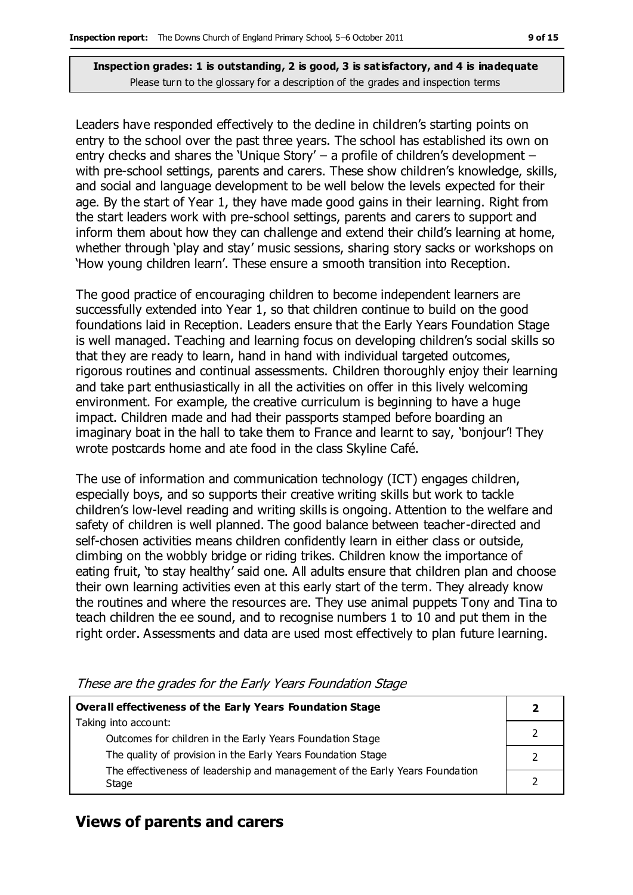**Inspection grades: 1 is outstanding, 2 is good, 3 is satisfactory, and 4 is inadequate**
Please turn to the glossary for a description of the grades and inspection terms

Leaders have responded effectively to the decline in children's starting points on entry to the school over the past three years. The school has established its own on entry checks and shares the 'Unique Story' – a profile of children's development – with pre-school settings, parents and carers. These show children's knowledge, skills, and social and language development to be well below the levels expected for their age. By the start of Year 1, they have made good gains in their learning. Right from the start leaders work with pre-school settings, parents and carers to support and inform them about how they can challenge and extend their child's learning at home, whether through 'play and stay' music sessions, sharing story sacks or workshops on 'How young children learn'. These ensure a smooth transition into Reception.

The good practice of encouraging children to become independent learners are successfully extended into Year 1, so that children continue to build on the good foundations laid in Reception. Leaders ensure that the Early Years Foundation Stage is well managed. Teaching and learning focus on developing children's social skills so that they are ready to learn, hand in hand with individual targeted outcomes, rigorous routines and continual assessments. Children thoroughly enjoy their learning and take part enthusiastically in all the activities on offer in this lively welcoming environment. For example, the creative curriculum is beginning to have a huge impact. Children made and had their passports stamped before boarding an imaginary boat in the hall to take them to France and learnt to say, 'bonjour'! They wrote postcards home and ate food in the class Skyline Café.

The use of information and communication technology (ICT) engages children, especially boys, and so supports their creative writing skills but work to tackle children's low-level reading and writing skills is ongoing. Attention to the welfare and safety of children is well planned. The good balance between teacher-directed and self-chosen activities means children confidently learn in either class or outside, climbing on the wobbly bridge or riding trikes. Children know the importance of eating fruit, 'to stay healthy' said one. All adults ensure that children plan and choose their own learning activities even at this early start of the term. They already know the routines and where the resources are. They use animal puppets Tony and Tina to teach children the ee sound, and to recognise numbers 1 to 10 and put them in the right order. Assessments and data are used most effectively to plan future learning.

*These are the grades for the Early Years Foundation Stage*

| **Overall effectiveness of the Early Years Foundation Stage** | **2** |
|---|---|
| Taking into account: | |
| Outcomes for children in the Early Years Foundation Stage | 2 |
| The quality of provision in the Early Years Foundation Stage | 2 |
| The effectiveness of leadership and management of the Early Years Foundation Stage | 2 |

## Views of parents and carers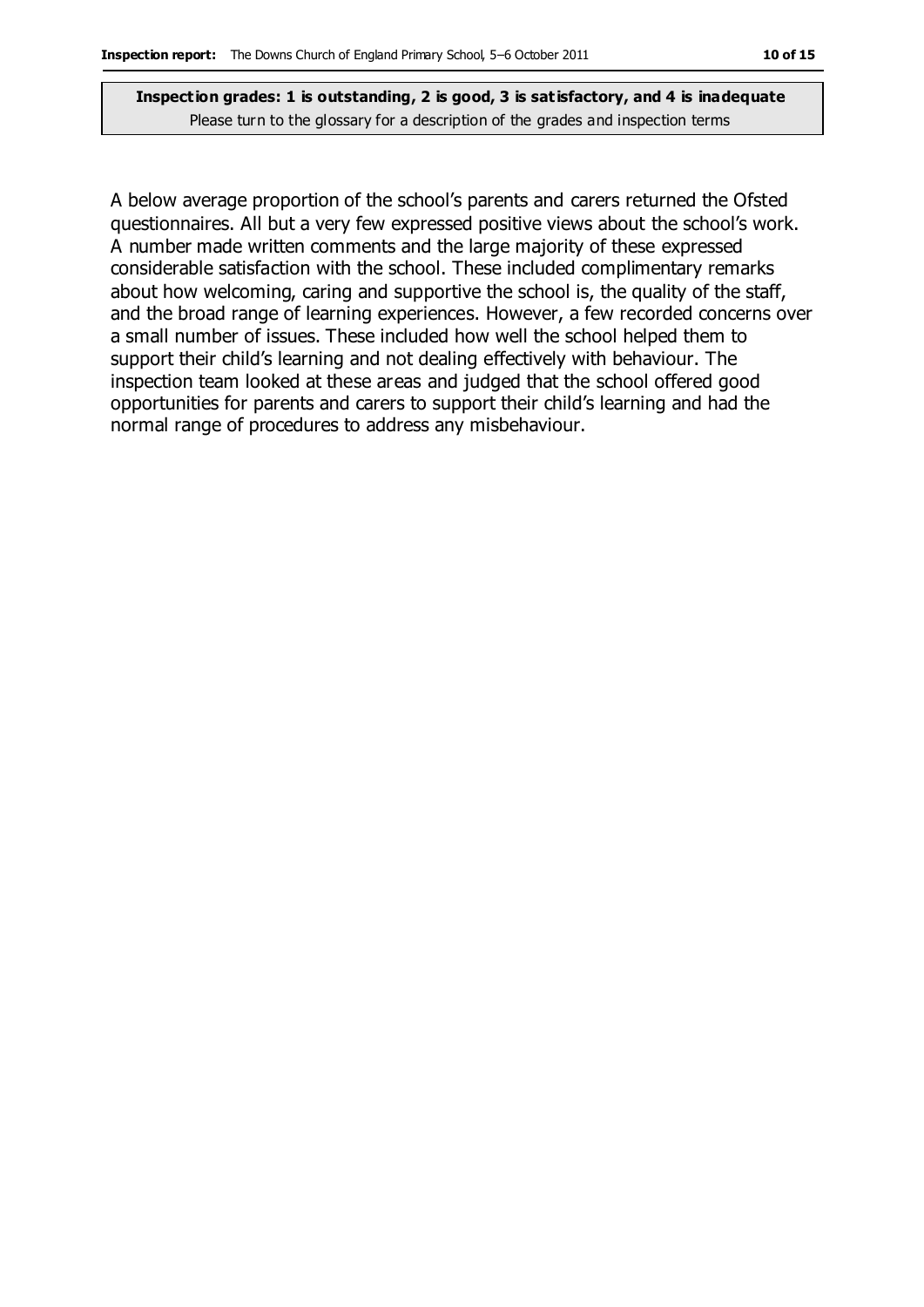**Inspection grades: 1 is outstanding, 2 is good, 3 is satisfactory, and 4 is inadequate**
Please turn to the glossary for a description of the grades and inspection terms

A below average proportion of the school's parents and carers returned the Ofsted questionnaires. All but a very few expressed positive views about the school's work. A number made written comments and the large majority of these expressed considerable satisfaction with the school. These included complimentary remarks about how welcoming, caring and supportive the school is, the quality of the staff, and the broad range of learning experiences. However, a few recorded concerns over a small number of issues. These included how well the school helped them to support their child's learning and not dealing effectively with behaviour. The inspection team looked at these areas and judged that the school offered good opportunities for parents and carers to support their child's learning and had the normal range of procedures to address any misbehaviour.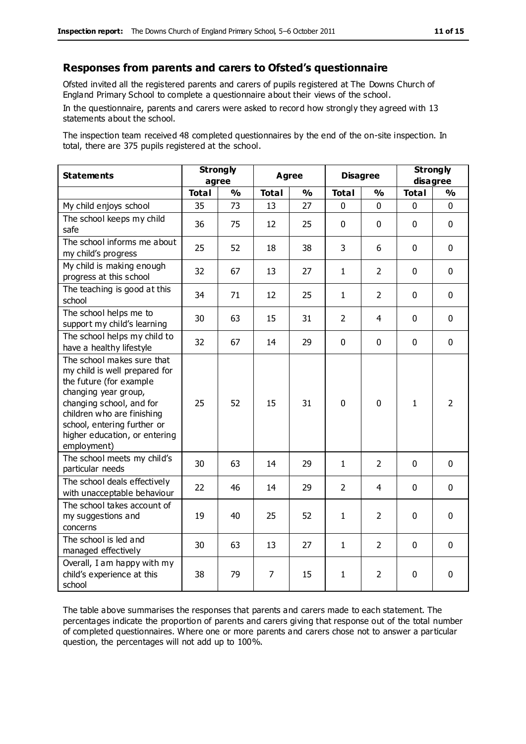## Responses from parents and carers to Ofsted's questionnaire

Ofsted invited all the registered parents and carers of pupils registered at The Downs Church of England Primary School to complete a questionnaire about their views of the school.

In the questionnaire, parents and carers were asked to record how strongly they agreed with 13 statements about the school.

The inspection team received 48 completed questionnaires by the end of the on-site inspection. In total, there are 375 pupils registered at the school.

| Statements | Strongly agree | | Agree | | Disagree | | Strongly disagree | |
|---|---|---|---|---|---|---|---|---|
| | Total | % | Total | % | Total | % | Total | % |
| My child enjoys school | 35 | 73 | 13 | 27 | 0 | 0 | 0 | 0 |
| The school keeps my child safe | 36 | 75 | 12 | 25 | 0 | 0 | 0 | 0 |
| The school informs me about my child's progress | 25 | 52 | 18 | 38 | 3 | 6 | 0 | 0 |
| My child is making enough progress at this school | 32 | 67 | 13 | 27 | 1 | 2 | 0 | 0 |
| The teaching is good at this school | 34 | 71 | 12 | 25 | 1 | 2 | 0 | 0 |
| The school helps me to support my child's learning | 30 | 63 | 15 | 31 | 2 | 4 | 0 | 0 |
| The school helps my child to have a healthy lifestyle | 32 | 67 | 14 | 29 | 0 | 0 | 0 | 0 |
| The school makes sure that my child is well prepared for the future (for example changing year group, changing school, and for children who are finishing school, entering further or higher education, or entering employment) | 25 | 52 | 15 | 31 | 0 | 0 | 1 | 2 |
| The school meets my child's particular needs | 30 | 63 | 14 | 29 | 1 | 2 | 0 | 0 |
| The school deals effectively with unacceptable behaviour | 22 | 46 | 14 | 29 | 2 | 4 | 0 | 0 |
| The school takes account of my suggestions and concerns | 19 | 40 | 25 | 52 | 1 | 2 | 0 | 0 |
| The school is led and managed effectively | 30 | 63 | 13 | 27 | 1 | 2 | 0 | 0 |
| Overall, I am happy with my child's experience at this school | 38 | 79 | 7 | 15 | 1 | 2 | 0 | 0 |

The table above summarises the responses that parents and carers made to each statement. The percentages indicate the proportion of parents and carers giving that response out of the total number of completed questionnaires. Where one or more parents and carers chose not to answer a particular question, the percentages will not add up to 100%.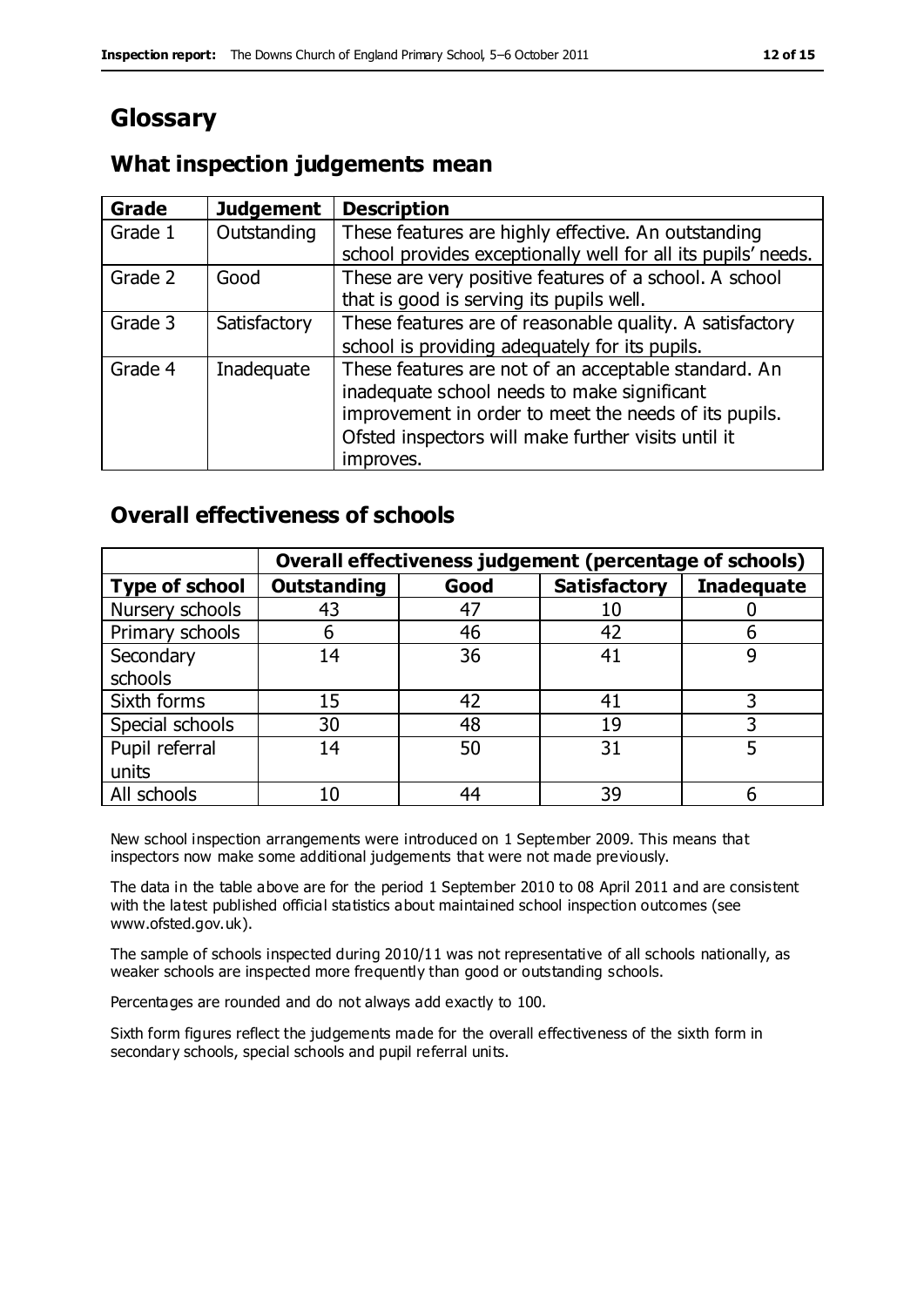# Glossary

## What inspection judgements mean

| Grade | Judgement | Description |
|---|---|---|
| Grade 1 | Outstanding | These features are highly effective. An outstanding school provides exceptionally well for all its pupils' needs. |
| Grade 2 | Good | These are very positive features of a school. A school that is good is serving its pupils well. |
| Grade 3 | Satisfactory | These features are of reasonable quality. A satisfactory school is providing adequately for its pupils. |
| Grade 4 | Inadequate | These features are not of an acceptable standard. An inadequate school needs to make significant improvement in order to meet the needs of its pupils. Ofsted inspectors will make further visits until it improves. |

## Overall effectiveness of schools

| | Overall effectiveness judgement (percentage of schools) | | | |
|---|---|---|---|---|
| **Type of school** | **Outstanding** | **Good** | **Satisfactory** | **Inadequate** |
| Nursery schools | 43 | 47 | 10 | 0 |
| Primary schools | 6 | 46 | 42 | 6 |
| Secondary schools | 14 | 36 | 41 | 9 |
| Sixth forms | 15 | 42 | 41 | 3 |
| Special schools | 30 | 48 | 19 | 3 |
| Pupil referral units | 14 | 50 | 31 | 5 |
| All schools | 10 | 44 | 39 | 6 |

New school inspection arrangements were introduced on 1 September 2009. This means that inspectors now make some additional judgements that were not made previously.

The data in the table above are for the period 1 September 2010 to 08 April 2011 and are consistent with the latest published official statistics about maintained school inspection outcomes (see www.ofsted.gov.uk).

The sample of schools inspected during 2010/11 was not representative of all schools nationally, as weaker schools are inspected more frequently than good or outstanding schools.

Percentages are rounded and do not always add exactly to 100.

Sixth form figures reflect the judgements made for the overall effectiveness of the sixth form in secondary schools, special schools and pupil referral units.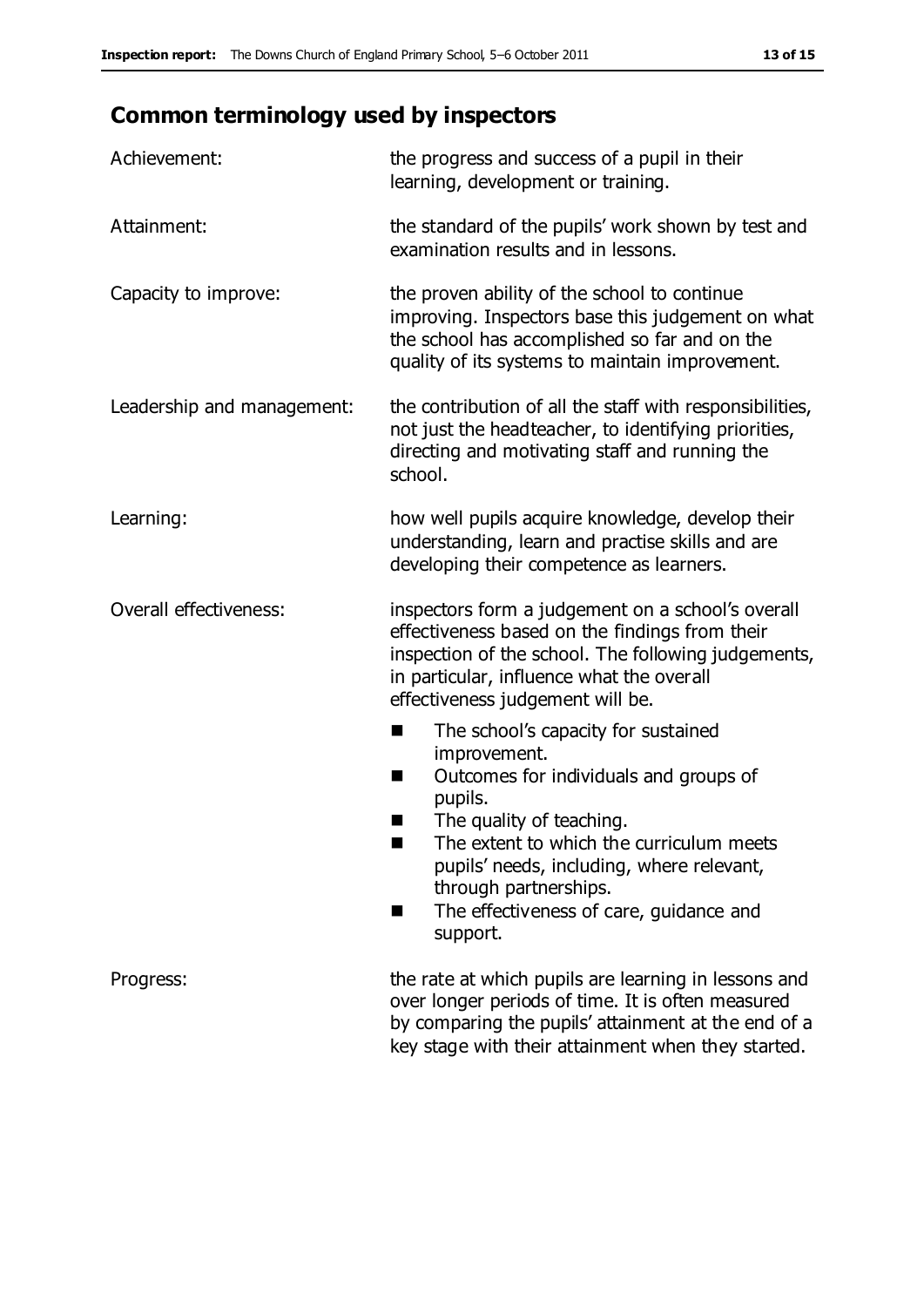## Common terminology used by inspectors

| | |
|---|---|
| Achievement: | the progress and success of a pupil in their learning, development or training. |
| Attainment: | the standard of the pupils' work shown by test and examination results and in lessons. |
| Capacity to improve: | the proven ability of the school to continue improving. Inspectors base this judgement on what the school has accomplished so far and on the quality of its systems to maintain improvement. |
| Leadership and management: | the contribution of all the staff with responsibilities, not just the headteacher, to identifying priorities, directing and motivating staff and running the school. |
| Learning: | how well pupils acquire knowledge, develop their understanding, learn and practise skills and are developing their competence as learners. |
| Overall effectiveness: | inspectors form a judgement on a school's overall effectiveness based on the findings from their inspection of the school. The following judgements, in particular, influence what the overall effectiveness judgement will be. <br>■ The school's capacity for sustained improvement.<br>■ Outcomes for individuals and groups of pupils.<br>■ The quality of teaching.<br>■ The extent to which the curriculum meets pupils' needs, including, where relevant, through partnerships.<br>■ The effectiveness of care, guidance and support. |
| Progress: | the rate at which pupils are learning in lessons and over longer periods of time. It is often measured by comparing the pupils' attainment at the end of a key stage with their attainment when they started. |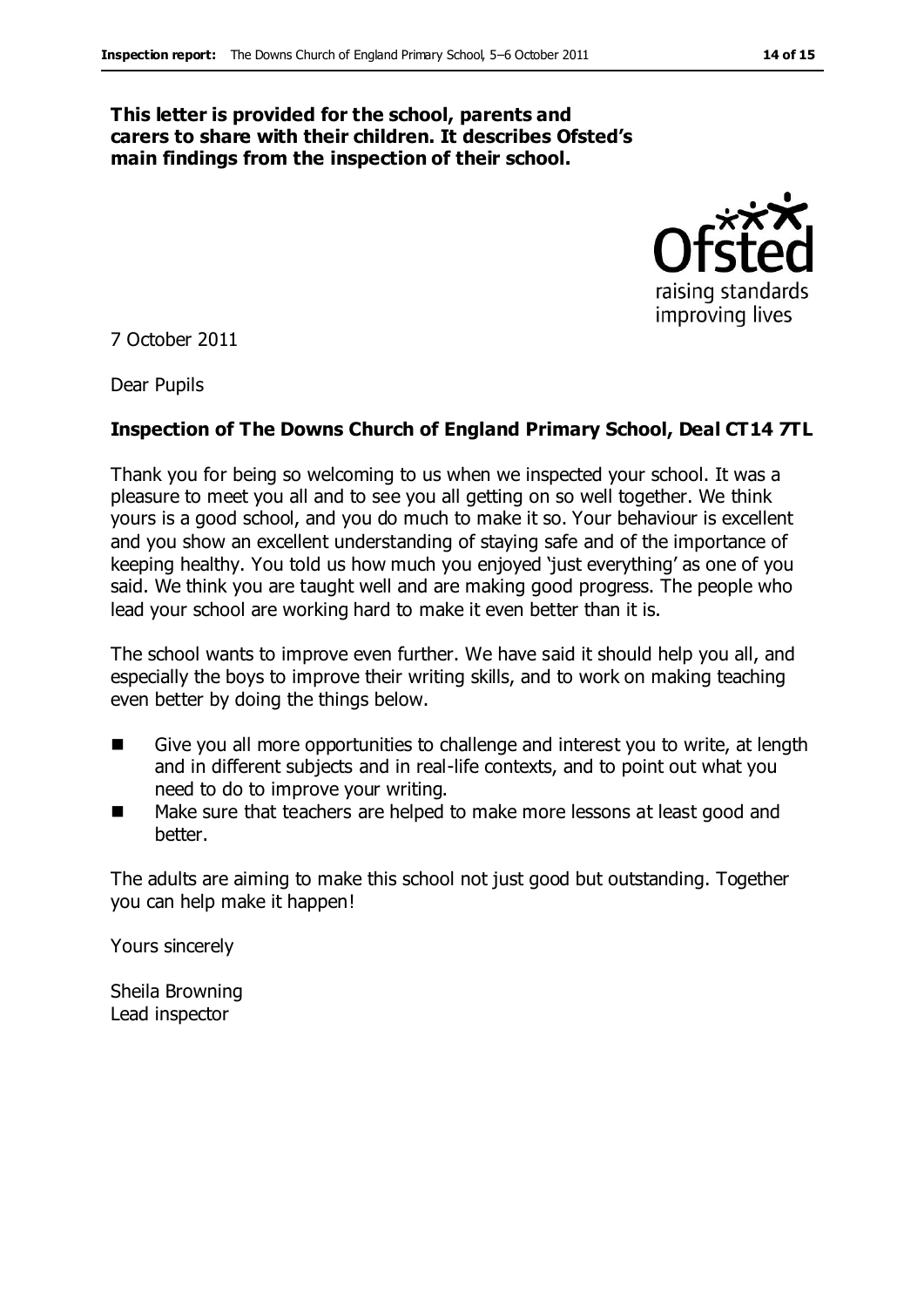**This letter is provided for the school, parents and carers to share with their children. It describes Ofsted's main findings from the inspection of their school.**

7 October 2011

Dear Pupils

**Inspection of The Downs Church of England Primary School, Deal CT14 7TL**

Thank you for being so welcoming to us when we inspected your school. It was a pleasure to meet you all and to see you all getting on so well together. We think yours is a good school, and you do much to make it so. Your behaviour is excellent and you show an excellent understanding of staying safe and of the importance of keeping healthy. You told us how much you enjoyed 'just everything' as one of you said. We think you are taught well and are making good progress. The people who lead your school are working hard to make it even better than it is.

The school wants to improve even further. We have said it should help you all, and especially the boys to improve their writing skills, and to work on making teaching even better by doing the things below.

- Give you all more opportunities to challenge and interest you to write, at length and in different subjects and in real-life contexts, and to point out what you need to do to improve your writing.
- Make sure that teachers are helped to make more lessons at least good and better.

The adults are aiming to make this school not just good but outstanding. Together you can help make it happen!

Yours sincerely

Sheila Browning
Lead inspector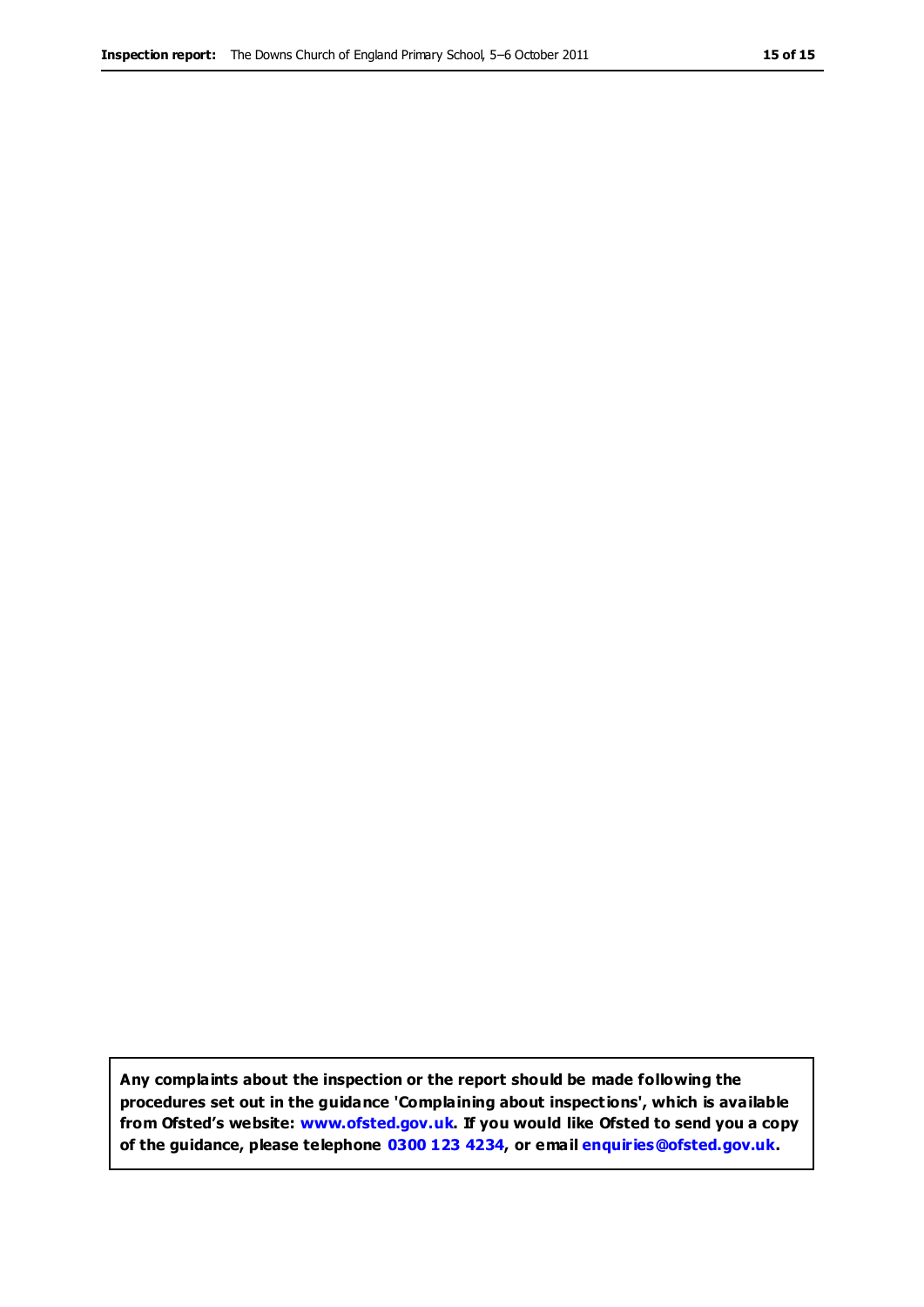**Any complaints about the inspection or the report should be made following the procedures set out in the guidance 'Complaining about inspections', which is available from Ofsted's website: www.ofsted.gov.uk. If you would like Ofsted to send you a copy of the guidance, please telephone 0300 123 4234, or email enquiries@ofsted.gov.uk.**